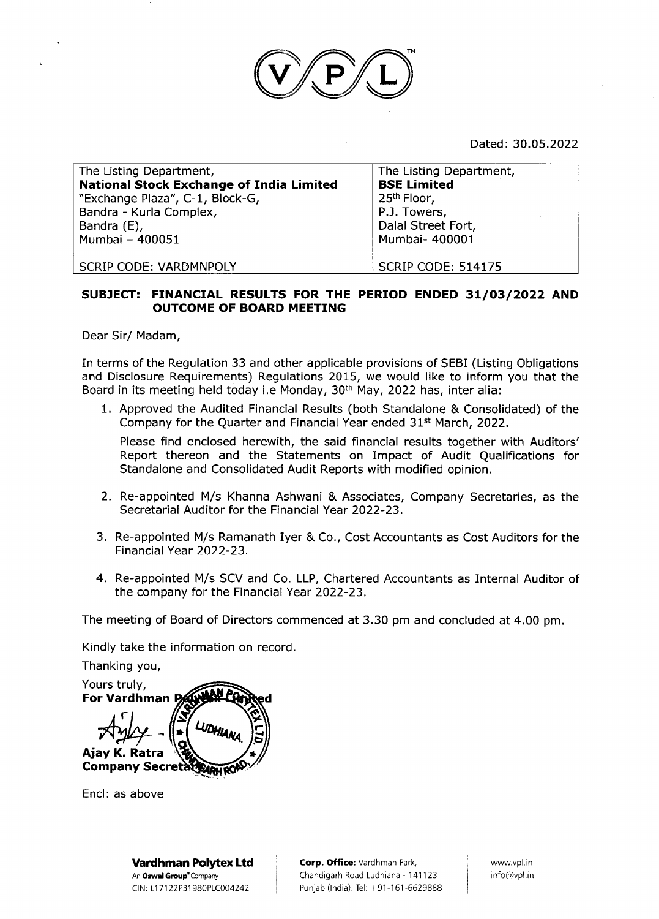VPL™

Dated: 30.05.2022

| The Listing Department, **National Stock Exchange of India Limited** "Exchange Plaza", C-1, Block-G, Bandra - Kurla Complex, Bandra (E), Mumbai – 400051 | The Listing Department, **BSE Limited** 25th Floor, P.J. Towers, Dalal Street Fort, Mumbai- 400001 |
|---|---|
| SCRIP CODE: VARDMNPOLY | SCRIP CODE: 514175 |

**SUBJECT: FINANCIAL RESULTS FOR THE PERIOD ENDED 31/03/2022 AND OUTCOME OF BOARD MEETING**

Dear Sir/ Madam,

In terms of the Regulation 33 and other applicable provisions of SEBI (Listing Obligations and Disclosure Requirements) Regulations 2015, we would like to inform you that the Board in its meeting held today i.e Monday, 30th May, 2022 has, inter alia:

1. Approved the Audited Financial Results (both Standalone & Consolidated) of the Company for the Quarter and Financial Year ended 31st March, 2022.

   Please find enclosed herewith, the said financial results together with Auditors' Report thereon and the Statements on Impact of Audit Qualifications for Standalone and Consolidated Audit Reports with modified opinion.

2. Re-appointed M/s Khanna Ashwani & Associates, Company Secretaries, as the Secretarial Auditor for the Financial Year 2022-23.

3. Re-appointed M/s Ramanath Iyer & Co., Cost Accountants as Cost Auditors for the Financial Year 2022-23.

4. Re-appointed M/s SCV and Co. LLP, Chartered Accountants as Internal Auditor of the company for the Financial Year 2022-23.

The meeting of Board of Directors commenced at 3.30 pm and concluded at 4.00 pm.

Kindly take the information on record.

Thanking you,

Yours truly,
**For Vardhman Polytex Limited**

**Ajay K. Ratra**
**Company Secretary**

Encl: as above

**Vardhman Polytex Ltd**
An **Oswal Group**® Company
CIN: L17122PB1980PLC004242

**Corp. Office:** Vardhman Park, Chandigarh Road Ludhiana - 141123 Punjab (India). Tel: +91-161-6629888

www.vpl.in
info@vpl.in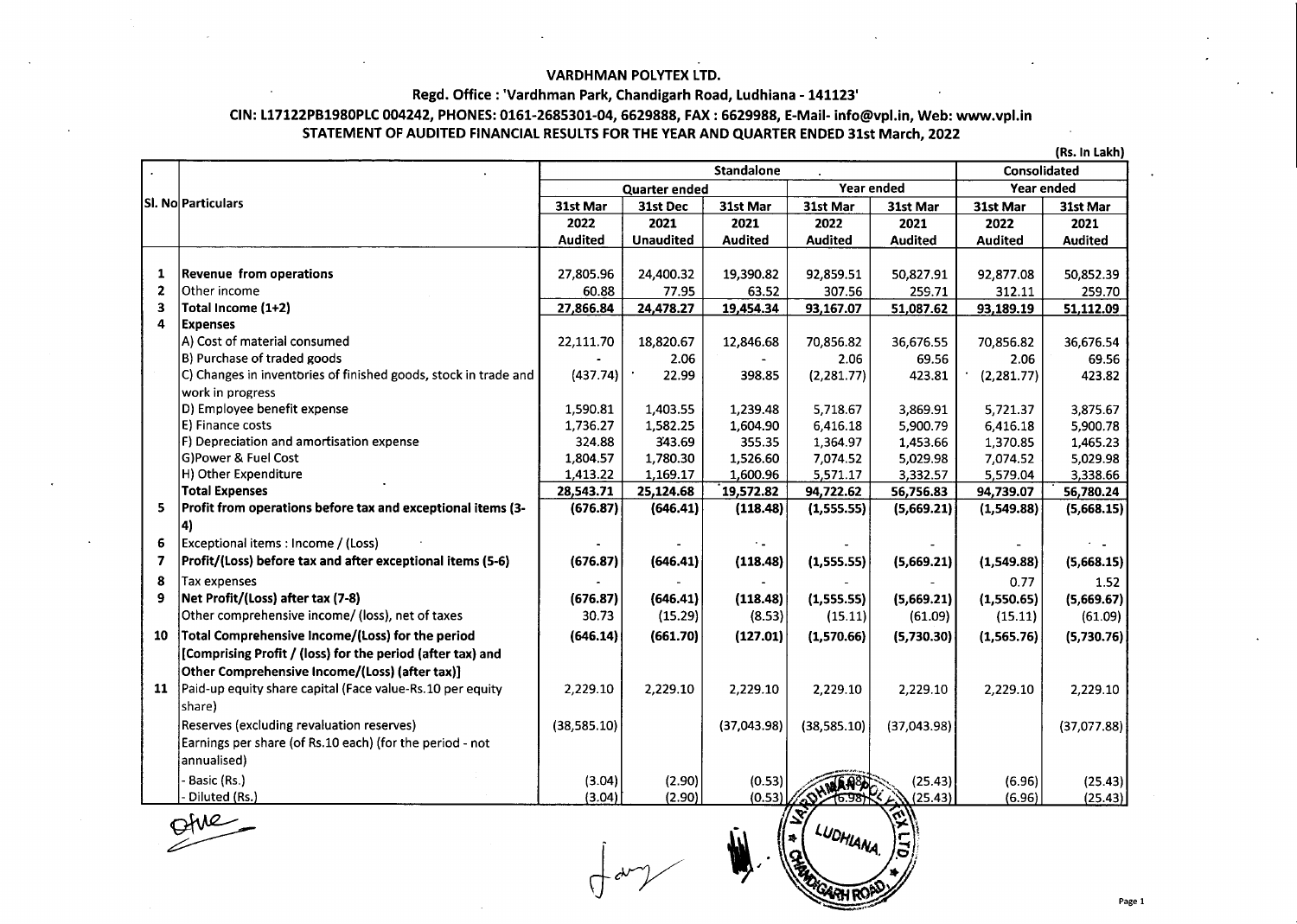# VARDHMAN POLYTEX LTD.

## Regd. Office : 'Vardhman Park, Chandigarh Road, Ludhiana - 141123'

## CIN: L17122PB1980PLC 004242, PHONES: 0161-2685301-04, 6629888, FAX : 6629988, E-Mail- info@vpl.in, Web: www.vpl.in

### STATEMENT OF AUDITED FINANCIAL RESULTS FOR THE YEAR AND QUARTER ENDED 31st March, 2022

(Rs. In Lakh)

| Sl. No | Particulars | Standalone | | | | | Consolidated | |
|---|---|---|---|---|---|---|---|---|
| | | Quarter ended | | | Year ended | | Year ended | |
| | | 31st Mar 2022 Audited | 31st Dec 2021 Unaudited | 31st Mar 2021 Audited | 31st Mar 2022 Audited | 31st Mar 2021 Audited | 31st Mar 2022 Audited | 31st Mar 2021 Audited |
| 1 | **Revenue from operations** | 27,805.96 | 24,400.32 | 19,390.82 | 92,859.51 | 50,827.91 | 92,877.08 | 50,852.39 |
| 2 | Other income | 60.88 | 77.95 | 63.52 | 307.56 | 259.71 | 312.11 | 259.70 |
| 3 | **Total Income (1+2)** | 27,866.84 | 24,478.27 | 19,454.34 | 93,167.07 | 51,087.62 | 93,189.19 | 51,112.09 |
| 4 | **Expenses** | | | | | | | |
| | A) Cost of material consumed | 22,111.70 | 18,820.67 | 12,846.68 | 70,856.82 | 36,676.55 | 70,856.82 | 36,676.54 |
| | B) Purchase of traded goods | - | 2.06 | - | 2.06 | 69.56 | 2.06 | 69.56 |
| | C) Changes in inventories of finished goods, stock in trade and work in progress | (437.74) | 22.99 | 398.85 | (2,281.77) | 423.81 | (2,281.77) | 423.82 |
| | D) Employee benefit expense | 1,590.81 | 1,403.55 | 1,239.48 | 5,718.67 | 3,869.91 | 5,721.37 | 3,875.67 |
| | E) Finance costs | 1,736.27 | 1,582.25 | 1,604.90 | 6,416.18 | 5,900.79 | 6,416.18 | 5,900.78 |
| | F) Depreciation and amortisation expense | 324.88 | 343.69 | 355.35 | 1,364.97 | 1,453.66 | 1,370.85 | 1,465.23 |
| | G)Power & Fuel Cost | 1,804.57 | 1,780.30 | 1,526.60 | 7,074.52 | 5,029.98 | 7,074.52 | 5,029.98 |
| | H) Other Expenditure | 1,413.22 | 1,169.17 | 1,600.96 | 5,571.17 | 3,332.57 | 5,579.04 | 3,338.66 |
| | **Total Expenses** | 28,543.71 | 25,124.68 | 19,572.82 | 94,722.62 | 56,756.83 | 94,739.07 | 56,780.24 |
| 5 | **Profit from operations before tax and exceptional items (3-4)** | (676.87) | (646.41) | (118.48) | (1,555.55) | (5,669.21) | (1,549.88) | (5,668.15) |
| 6 | Exceptional items : Income / (Loss) | - | - | - | - | - | - | - |
| 7 | **Profit/(Loss) before tax and after exceptional items (5-6)** | (676.87) | (646.41) | (118.48) | (1,555.55) | (5,669.21) | (1,549.88) | (5,668.15) |
| 8 | Tax expenses | - | - | - | - | - | 0.77 | 1.52 |
| 9 | **Net Profit/(Loss) after tax (7-8)** | (676.87) | (646.41) | (118.48) | (1,555.55) | (5,669.21) | (1,550.65) | (5,669.67) |
| | Other comprehensive income/ (loss), net of taxes | 30.73 | (15.29) | (8.53) | (15.11) | (61.09) | (15.11) | (61.09) |
| 10 | **Total Comprehensive Income/(Loss) for the period [Comprising Profit / (loss) for the period (after tax) and Other Comprehensive Income/(Loss) (after tax)]** | (646.14) | (661.70) | (127.01) | (1,570.66) | (5,730.30) | (1,565.76) | (5,730.76) |
| 11 | Paid-up equity share capital (Face value-Rs.10 per equity share) | 2,229.10 | 2,229.10 | 2,229.10 | 2,229.10 | 2,229.10 | 2,229.10 | 2,229.10 |
| | Reserves (excluding revaluation reserves) | (38,585.10) | | (37,043.98) | (38,585.10) | (37,043.98) | | (37,077.88) |
| | Earnings per share (of Rs.10 each) (for the period - not annualised) | | | | | | | |
| | - Basic (Rs.) | (3.04) | (2.90) | (0.53) | (6.98) | (25.43) | (6.96) | (25.43) |
| | - Diluted (Rs.) | (3.04) | (2.90) | (0.53) | (6.98) | (25.43) | (6.96) | (25.43) |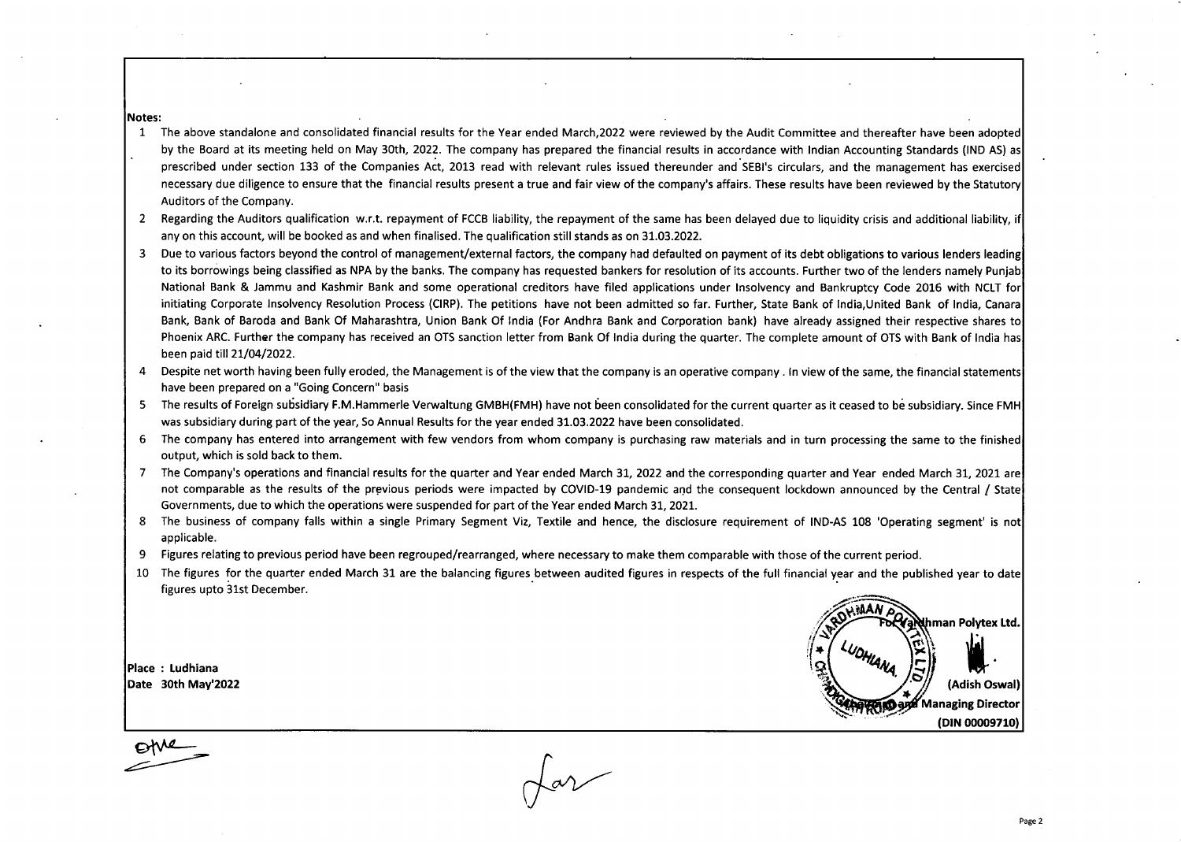**Notes:**

1. The above standalone and consolidated financial results for the Year ended March,2022 were reviewed by the Audit Committee and thereafter have been adopted by the Board at its meeting held on May 30th, 2022. The company has prepared the financial results in accordance with Indian Accounting Standards (IND AS) as prescribed under section 133 of the Companies Act, 2013 read with relevant rules issued thereunder and SEBI's circulars, and the management has exercised necessary due diligence to ensure that the financial results present a true and fair view of the company's affairs. These results have been reviewed by the Statutory Auditors of the Company.
2. Regarding the Auditors qualification w.r.t. repayment of FCCB liability, the repayment of the same has been delayed due to liquidity crisis and additional liability, if any on this account, will be booked as and when finalised. The qualification still stands as on 31.03.2022.
3. Due to various factors beyond the control of management/external factors, the company had defaulted on payment of its debt obligations to various lenders leading to its borrowings being classified as NPA by the banks. The company has requested bankers for resolution of its accounts. Further two of the lenders namely Punjab National Bank & Jammu and Kashmir Bank and some operational creditors have filed applications under Insolvency and Bankruptcy Code 2016 with NCLT for initiating Corporate Insolvency Resolution Process (CIRP). The petitions have not been admitted so far. Further, State Bank of India,United Bank of India, Canara Bank, Bank of Baroda and Bank Of Maharashtra, Union Bank Of India (For Andhra Bank and Corporation bank) have already assigned their respective shares to Phoenix ARC. Further the company has received an OTS sanction letter from Bank Of India during the quarter. The complete amount of OTS with Bank of India has been paid till 21/04/2022.
4. Despite net worth having been fully eroded, the Management is of the view that the company is an operative company . In view of the same, the financial statements have been prepared on a "Going Concern" basis
5. The results of Foreign subsidiary F.M.Hammerle Verwaltung GMBH(FMH) have not been consolidated for the current quarter as it ceased to be subsidiary. Since FMH was subsidiary during part of the year, So Annual Results for the year ended 31.03.2022 have been consolidated.
6. The company has entered into arrangement with few vendors from whom company is purchasing raw materials and in turn processing the same to the finished output, which is sold back to them.
7. The Company's operations and financial results for the quarter and Year ended March 31, 2022 and the corresponding quarter and Year ended March 31, 2021 are not comparable as the results of the previous periods were impacted by COVID-19 pandemic and the consequent lockdown announced by the Central / State Governments, due to which the operations were suspended for part of the Year ended March 31, 2021.
8. The business of company falls within a single Primary Segment Viz, Textile and hence, the disclosure requirement of IND-AS 108 'Operating segment' is not applicable.
9. Figures relating to previous period have been regrouped/rearranged, where necessary to make them comparable with those of the current period.
10. The figures for the quarter ended March 31 are the balancing figures between audited figures in respects of the full financial year and the published year to date figures upto 31st December.

Place : Ludhiana
Date 30th May'2022

For Vardhman Polytex Ltd.

(Adish Oswal)
Chairman and Managing Director
(DIN 00009710)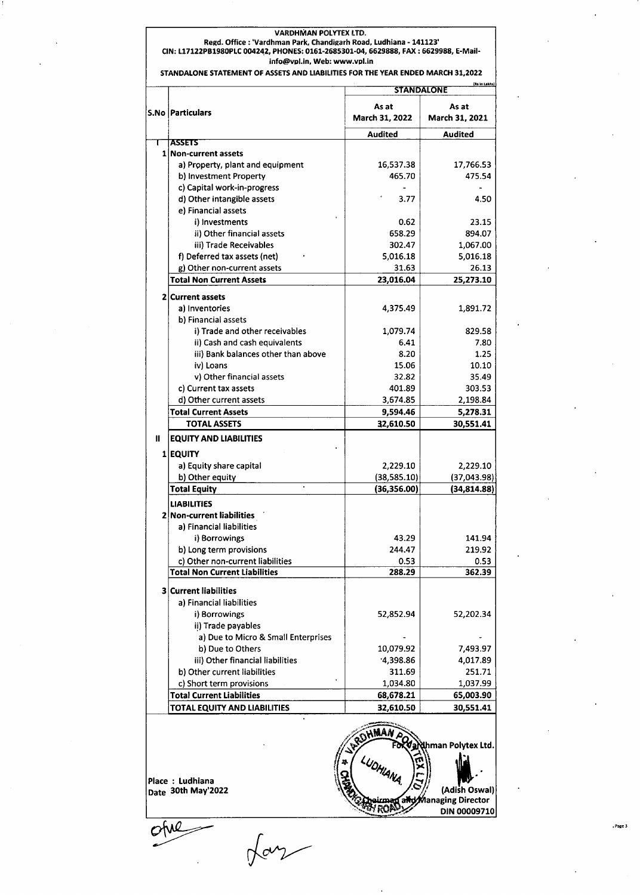**VARDHMAN POLYTEX LTD.**

**Regd. Office : 'Vardhman Park, Chandigarh Road, Ludhiana - 141123'**

**CIN: L17122PB1980PLC 004242, PHONES: 0161-2685301-04, 6629888, FAX : 6629988, E-Mail- info@vpl.in, Web: www.vpl.in**

**STANDALONE STATEMENT OF ASSETS AND LIABILITIES FOR THE YEAR ENDED MARCH 31,2022**

(Rs in Lakhs)

| S.No | Particulars | STANDALONE | |
|---|---|---|---|
| | | As at March 31, 2022 | As at March 31, 2021 |
| | | Audited | Audited |
| I | **ASSETS** | | |
| 1 | **Non-current assets** | | |
| | a) Property, plant and equipment | 16,537.38 | 17,766.53 |
| | b) Investment Property | 465.70 | 475.54 |
| | c) Capital work-in-progress | - | - |
| | d) Other intangible assets | 3.77 | 4.50 |
| | e) Financial assets | | |
| | i) Investments | 0.62 | 23.15 |
| | ii) Other financial assets | 658.29 | 894.07 |
| | iii) Trade Receivables | 302.47 | 1,067.00 |
| | f) Deferred tax assets (net) | 5,016.18 | 5,016.18 |
| | g) Other non-current assets | 31.63 | 26.13 |
| | **Total Non Current Assets** | **23,016.04** | **25,273.10** |
| 2 | **Current assets** | | |
| | a) Inventories | 4,375.49 | 1,891.72 |
| | b) Financial assets | | |
| | i) Trade and other receivables | 1,079.74 | 829.58 |
| | ii) Cash and cash equivalents | 6.41 | 7.80 |
| | iii) Bank balances other than above | 8.20 | 1.25 |
| | iv) Loans | 15.06 | 10.10 |
| | v) Other financial assets | 32.82 | 35.49 |
| | c) Current tax assets | 401.89 | 303.53 |
| | d) Other current assets | 3,674.85 | 2,198.84 |
| | **Total Current Assets** | **9,594.46** | **5,278.31** |
| | **TOTAL ASSETS** | **32,610.50** | **30,551.41** |
| II | **EQUITY AND LIABILITIES** | | |
| 1 | **EQUITY** | | |
| | a) Equity share capital | 2,229.10 | 2,229.10 |
| | b) Other equity | (38,585.10) | (37,043.98) |
| | **Total Equity** | **(36,356.00)** | **(34,814.88)** |
| | **LIABILITIES** | | |
| 2 | **Non-current liabilities** | | |
| | a) Financial liabilities | | |
| | i) Borrowings | 43.29 | 141.94 |
| | b) Long term provisions | 244.47 | 219.92 |
| | c) Other non-current liabilities | 0.53 | 0.53 |
| | **Total Non Current Liabilities** | **288.29** | **362.39** |
| 3 | **Current liabilities** | | |
| | a) Financial liabilities | | |
| | i) Borrowings | 52,852.94 | 52,202.34 |
| | ii) Trade payables | | |
| | a) Due to Micro & Small Enterprises | - | - |
| | b) Due to Others | 10,079.92 | 7,493.97 |
| | iii) Other financial liabilities | 4,398.86 | 4,017.89 |
| | b) Other current liabilities | 311.69 | 251.71 |
| | c) Short term provisions | 1,034.80 | 1,037.99 |
| | **Total Current Liabilities** | **68,678.21** | **65,003.90** |
| | **TOTAL EQUITY AND LIABILITIES** | **32,610.50** | **30,551.41** |

Place : Ludhiana
Date 30th May'2022

For Vardhman Polytex Ltd.

(Adish Oswal)
Chairman and Managing Director
DIN 00009710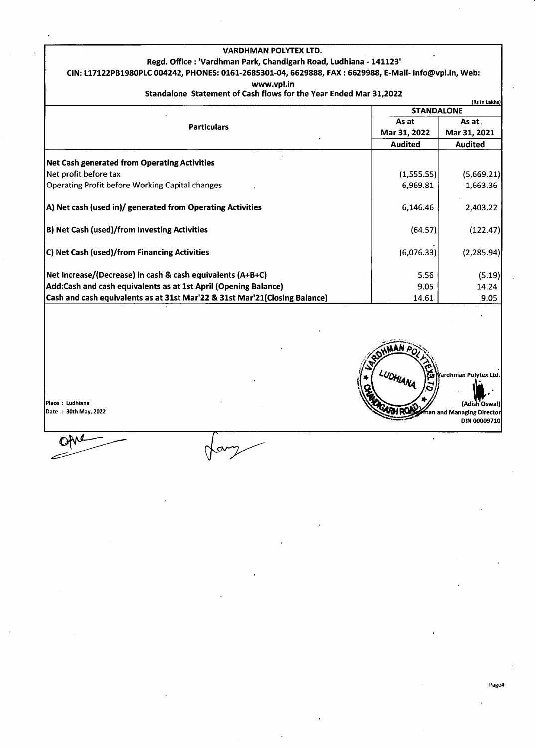**VARDHMAN POLYTEX LTD.**

**Regd. Office : 'Vardhman Park, Chandigarh Road, Ludhiana - 141123'**

**CIN: L17122PB1980PLC 004242, PHONES: 0161-2685301-04, 6629888, FAX : 6629988, E-Mail- info@vpl.in, Web: www.vpl.in**

**Standalone Statement of Cash flows for the Year Ended Mar 31,2022**

(Rs in Lakhs)

| Particulars | STANDALONE | |
|---|---|---|
| | As at Mar 31, 2022 | As at Mar 31, 2021 |
| | Audited | Audited |
| **Net Cash generated from Operating Activities** | | |
| Net profit before tax | (1,555.55) | (5,669.21) |
| Operating Profit before Working Capital changes | 6,969.81 | 1,663.36 |
| **A) Net cash (used in)/ generated from Operating Activities** | 6,146.46 | 2,403.22 |
| **B) Net Cash (used)/from Investing Activities** | (64.57) | (122.47) |
| **C) Net Cash (used)/from Financing Activities** | (6,076.33) | (2,285.94) |
| **Net Increase/(Decrease) in cash & cash equivalents (A+B+C)** | 5.56 | (5.19) |
| **Add:Cash and cash equivalents as at 1st April (Opening Balance)** | 9.05 | 14.24 |
| **Cash and cash equivalents as at 31st Mar'22 & 31st Mar'21(Closing Balance)** | 14.61 | 9.05 |

Place : Ludhiana
Date : 30th May, 2022

For Vardhman Polytex Ltd.

(Adish Oswal)
Chairman and Managing Director
DIN 00009710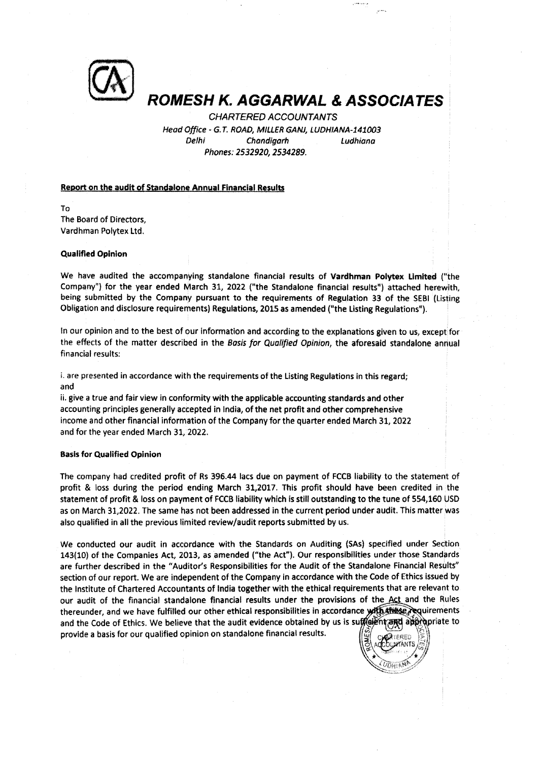# ROMESH K. AGGARWAL & ASSOCIATES

*CHARTERED ACCOUNTANTS*

*Head Office - G.T. ROAD, MILLER GANJ, LUDHIANA-141003*

*Delhi Chandigarh Ludhiana*

*Phones: 2532920, 2534289.*

**Report on the audit of Standalone Annual Financial Results**

To
The Board of Directors,
Vardhman Polytex Ltd.

**Qualified Opinion**

We have audited the accompanying standalone financial results of **Vardhman Polytex Limited** ("the Company") for the year ended March 31, 2022 ("the Standalone financial results") attached herewith, being submitted by the Company pursuant to the requirements of Regulation 33 of the SEBI (Listing Obligation and disclosure requirements) Regulations, 2015 as amended ("the Listing Regulations").

In our opinion and to the best of our information and according to the explanations given to us, except for the effects of the matter described in the *Basis for Qualified Opinion*, the aforesaid standalone annual financial results:

i. are presented in accordance with the requirements of the Listing Regulations in this regard; and

ii. give a true and fair view in conformity with the applicable accounting standards and other accounting principles generally accepted in India, of the net profit and other comprehensive income and other financial information of the Company for the quarter ended March 31, 2022 and for the year ended March 31, 2022.

**Basis for Qualified Opinion**

The company had credited profit of Rs 396.44 lacs due on payment of FCCB liability to the statement of profit & loss during the period ending March 31,2017. This profit should have been credited in the statement of profit & loss on payment of FCCB liability which is still outstanding to the tune of 554,160 USD as on March 31,2022. The same has not been addressed in the current period under audit. This matter was also qualified in all the previous limited review/audit reports submitted by us.

We conducted our audit in accordance with the Standards on Auditing (SAs) specified under Section 143(10) of the Companies Act, 2013, as amended ("the Act"). Our responsibilities under those Standards are further described in the "Auditor's Responsibilities for the Audit of the Standalone Financial Results" section of our report. We are independent of the Company in accordance with the Code of Ethics issued by the Institute of Chartered Accountants of India together with the ethical requirements that are relevant to our audit of the financial standalone financial results under the provisions of the Act and the Rules thereunder, and we have fulfilled our other ethical responsibilities in accordance with these requirements and the Code of Ethics. We believe that the audit evidence obtained by us is sufficient and appropriate to provide a basis for our qualified opinion on standalone financial results.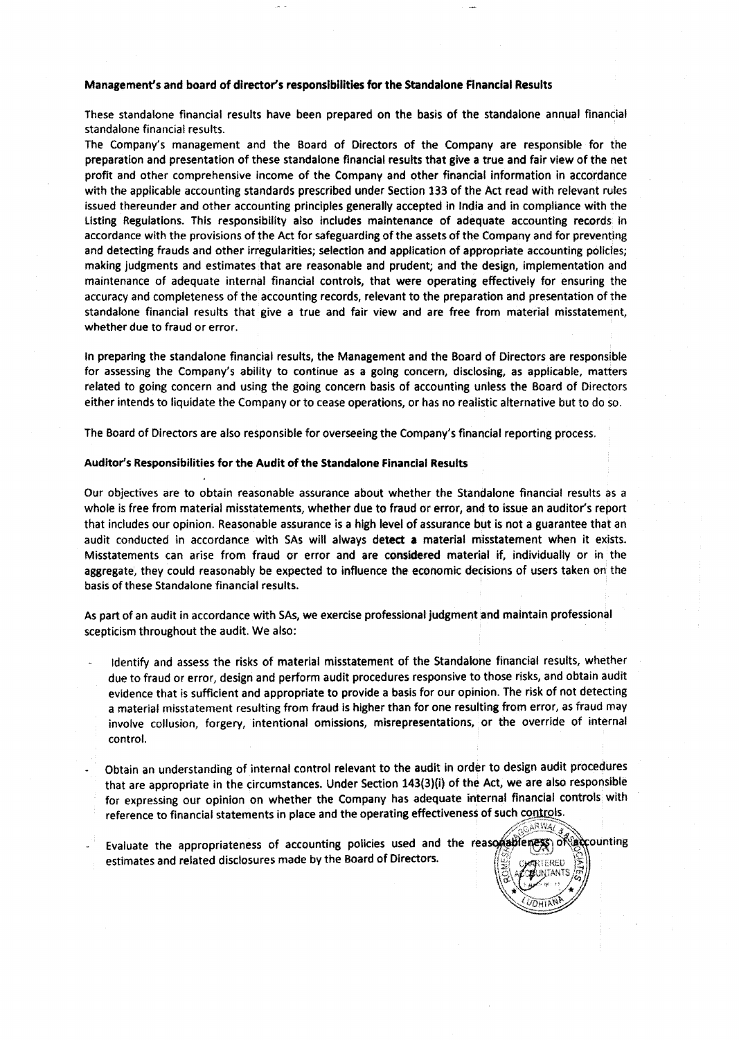**Management's and board of director's responsibilities for the Standalone Financial Results**

These standalone financial results have been prepared on the basis of the standalone annual financial standalone financial results.

The Company's management and the Board of Directors of the Company are responsible for the preparation and presentation of these standalone financial results that give a true and fair view of the net profit and other comprehensive income of the Company and other financial information in accordance with the applicable accounting standards prescribed under Section 133 of the Act read with relevant rules issued thereunder and other accounting principles generally accepted in India and in compliance with the Listing Regulations. This responsibility also includes maintenance of adequate accounting records in accordance with the provisions of the Act for safeguarding of the assets of the Company and for preventing and detecting frauds and other irregularities; selection and application of appropriate accounting policies; making judgments and estimates that are reasonable and prudent; and the design, implementation and maintenance of adequate internal financial controls, that were operating effectively for ensuring the accuracy and completeness of the accounting records, relevant to the preparation and presentation of the standalone financial results that give a true and fair view and are free from material misstatement, whether due to fraud or error.

In preparing the standalone financial results, the Management and the Board of Directors are responsible for assessing the Company's ability to continue as a going concern, disclosing, as applicable, matters related to going concern and using the going concern basis of accounting unless the Board of Directors either intends to liquidate the Company or to cease operations, or has no realistic alternative but to do so.

The Board of Directors are also responsible for overseeing the Company's financial reporting process.

**Auditor's Responsibilities for the Audit of the Standalone Financial Results**

Our objectives are to obtain reasonable assurance about whether the Standalone financial results as a whole is free from material misstatements, whether due to fraud or error, and to issue an auditor's report that includes our opinion. Reasonable assurance is a high level of assurance but is not a guarantee that an audit conducted in accordance with SAs will always detect a material misstatement when it exists. Misstatements can arise from fraud or error and are considered material if, individually or in the aggregate, they could reasonably be expected to influence the economic decisions of users taken on the basis of these Standalone financial results.

As part of an audit in accordance with SAs, we exercise professional judgment and maintain professional scepticism throughout the audit. We also:

- Identify and assess the risks of material misstatement of the Standalone financial results, whether due to fraud or error, design and perform audit procedures responsive to those risks, and obtain audit evidence that is sufficient and appropriate to provide a basis for our opinion. The risk of not detecting a material misstatement resulting from fraud is higher than for one resulting from error, as fraud may involve collusion, forgery, intentional omissions, misrepresentations, or the override of internal control.

- Obtain an understanding of internal control relevant to the audit in order to design audit procedures that are appropriate in the circumstances. Under Section 143(3)(i) of the Act, we are also responsible for expressing our opinion on whether the Company has adequate internal financial controls with reference to financial statements in place and the operating effectiveness of such controls.

- Evaluate the appropriateness of accounting policies used and the reasonableness of accounting estimates and related disclosures made by the Board of Directors.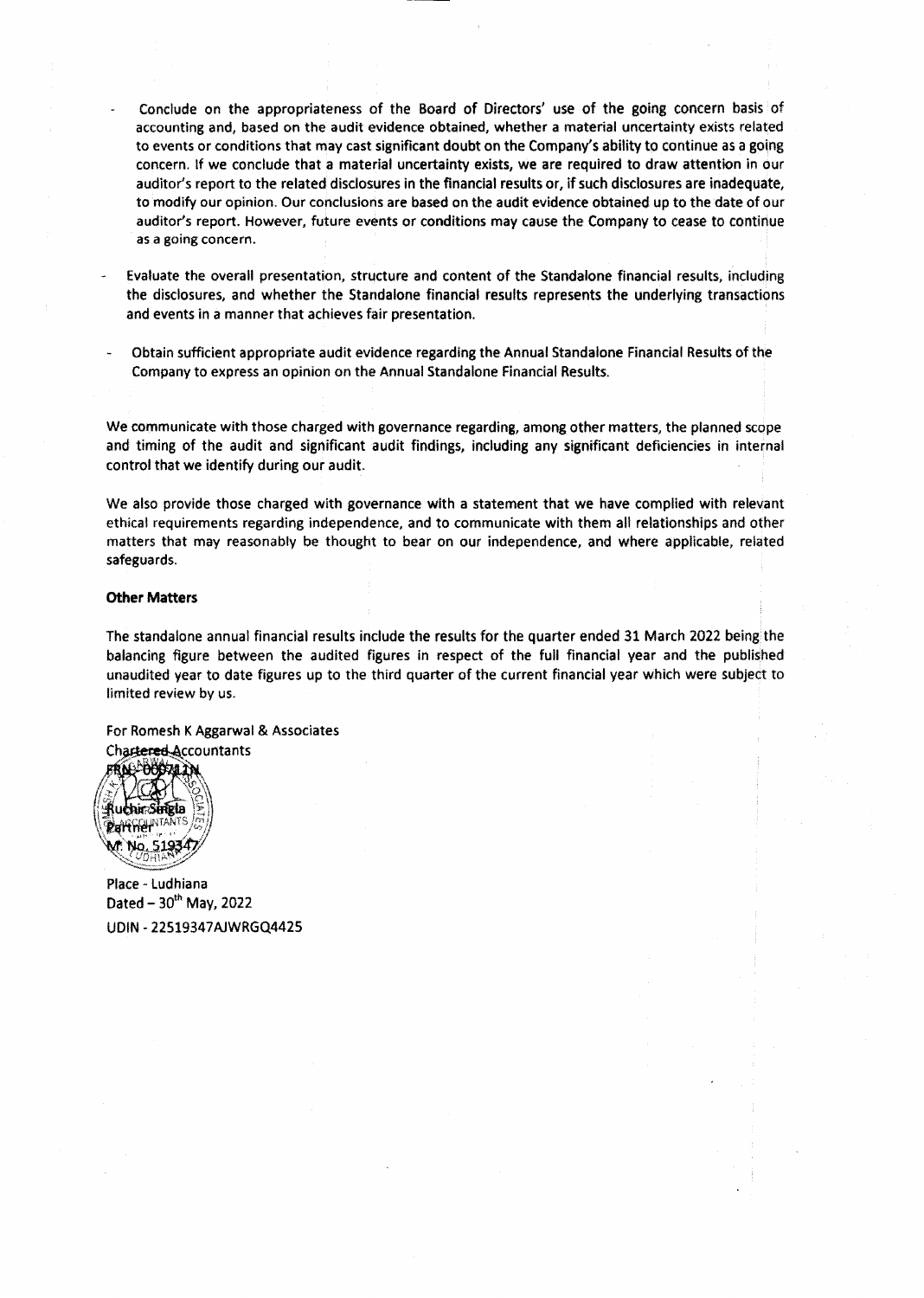- Conclude on the appropriateness of the Board of Directors' use of the going concern basis of accounting and, based on the audit evidence obtained, whether a material uncertainty exists related to events or conditions that may cast significant doubt on the Company's ability to continue as a going concern. If we conclude that a material uncertainty exists, we are required to draw attention in our auditor's report to the related disclosures in the financial results or, if such disclosures are inadequate, to modify our opinion. Our conclusions are based on the audit evidence obtained up to the date of our auditor's report. However, future events or conditions may cause the Company to cease to continue as a going concern.

- Evaluate the overall presentation, structure and content of the Standalone financial results, including the disclosures, and whether the Standalone financial results represents the underlying transactions and events in a manner that achieves fair presentation.

- Obtain sufficient appropriate audit evidence regarding the Annual Standalone Financial Results of the Company to express an opinion on the Annual Standalone Financial Results.

We communicate with those charged with governance regarding, among other matters, the planned scope and timing of the audit and significant audit findings, including any significant deficiencies in internal control that we identify during our audit.

We also provide those charged with governance with a statement that we have complied with relevant ethical requirements regarding independence, and to communicate with them all relationships and other matters that may reasonably be thought to bear on our independence, and where applicable, related safeguards.

**Other Matters**

The standalone annual financial results include the results for the quarter ended 31 March 2022 being the balancing figure between the audited figures in respect of the full financial year and the published unaudited year to date figures up to the third quarter of the current financial year which were subject to limited review by us.

For Romesh K Aggarwal & Associates
Chartered Accountants
FRN-000711N

Ruchir Singla
Partner
M. No. 519347

Place - Ludhiana
Dated – 30th May, 2022
UDIN - 22519347AJWRGQ4425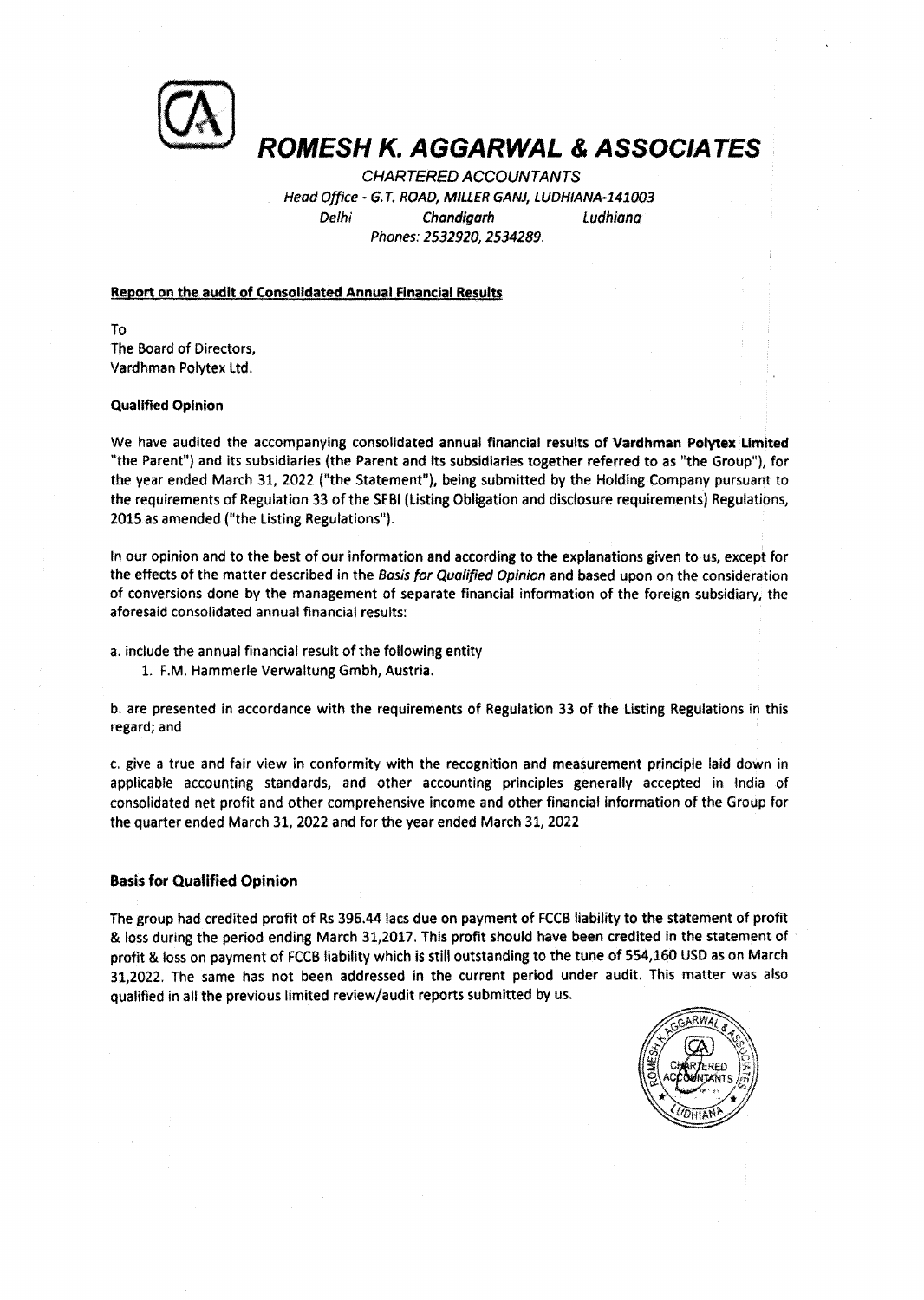# ROMESH K. AGGARWAL & ASSOCIATES

*CHARTERED ACCOUNTANTS*
*Head Office - G.T. ROAD, MILLER GANJ, LUDHIANA-141003*
*Delhi Chandigarh Ludhiana*
*Phones: 2532920, 2534289.*

**Report on the audit of Consolidated Annual Financial Results**

To
The Board of Directors,
Vardhman Polytex Ltd.

**Qualified Opinion**

We have audited the accompanying consolidated annual financial results of **Vardhman Polytex Limited** "the Parent") and its subsidiaries (the Parent and its subsidiaries together referred to as "the Group"), for the year ended March 31, 2022 ("the Statement"), being submitted by the Holding Company pursuant to the requirements of Regulation 33 of the SEBI (Listing Obligation and disclosure requirements) Regulations, 2015 as amended ("the Listing Regulations").

In our opinion and to the best of our information and according to the explanations given to us, except for the effects of the matter described in the *Basis for Qualified Opinion* and based upon on the consideration of conversions done by the management of separate financial information of the foreign subsidiary, the aforesaid consolidated annual financial results:

a. include the annual financial result of the following entity
   1. F.M. Hammerle Verwaltung Gmbh, Austria.

b. are presented in accordance with the requirements of Regulation 33 of the Listing Regulations in this regard; and

c. give a true and fair view in conformity with the recognition and measurement principle laid down in applicable accounting standards, and other accounting principles generally accepted in India of consolidated net profit and other comprehensive income and other financial information of the Group for the quarter ended March 31, 2022 and for the year ended March 31, 2022

**Basis for Qualified Opinion**

The group had credited profit of Rs 396.44 lacs due on payment of FCCB liability to the statement of profit & loss during the period ending March 31,2017. This profit should have been credited in the statement of profit & loss on payment of FCCB liability which is still outstanding to the tune of 554,160 USD as on March 31,2022. The same has not been addressed in the current period under audit. This matter was also qualified in all the previous limited review/audit reports submitted by us.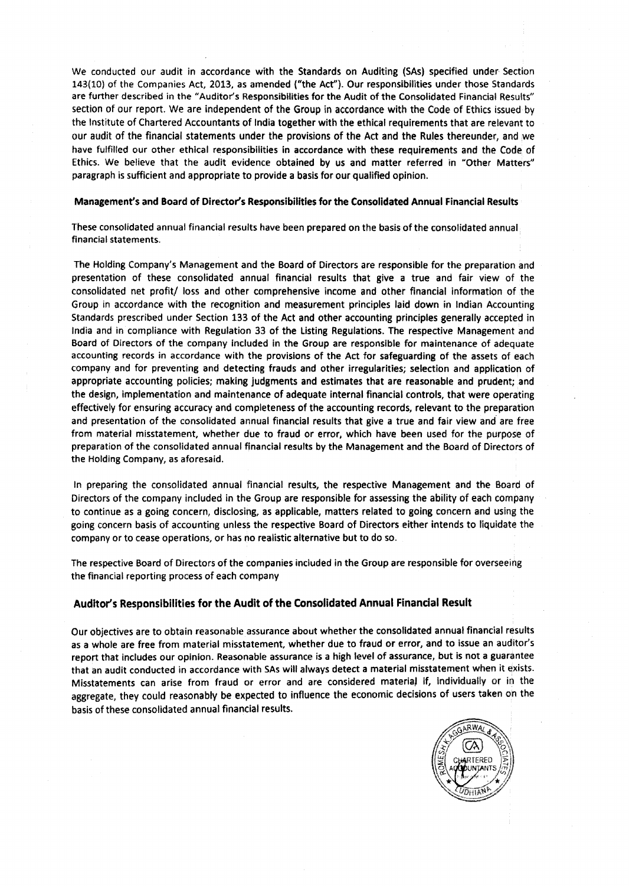We conducted our audit in accordance with the Standards on Auditing (SAs) specified under Section 143(10) of the Companies Act, 2013, as amended ("the Act"). Our responsibilities under those Standards are further described in the "Auditor's Responsibilities for the Audit of the Consolidated Financial Results" section of our report. We are independent of the Group in accordance with the Code of Ethics issued by the Institute of Chartered Accountants of India together with the ethical requirements that are relevant to our audit of the financial statements under the provisions of the Act and the Rules thereunder, and we have fulfilled our other ethical responsibilities in accordance with these requirements and the Code of Ethics. We believe that the audit evidence obtained by us and matter referred in "Other Matters" paragraph is sufficient and appropriate to provide a basis for our qualified opinion.

## Management's and Board of Director's Responsibilities for the Consolidated Annual Financial Results

These consolidated annual financial results have been prepared on the basis of the consolidated annual financial statements.

The Holding Company's Management and the Board of Directors are responsible for the preparation and presentation of these consolidated annual financial results that give a true and fair view of the consolidated net profit/ loss and other comprehensive income and other financial information of the Group in accordance with the recognition and measurement principles laid down in Indian Accounting Standards prescribed under Section 133 of the Act and other accounting principles generally accepted in India and in compliance with Regulation 33 of the Listing Regulations. The respective Management and Board of Directors of the company included in the Group are responsible for maintenance of adequate accounting records in accordance with the provisions of the Act for safeguarding of the assets of each company and for preventing and detecting frauds and other irregularities; selection and application of appropriate accounting policies; making judgments and estimates that are reasonable and prudent; and the design, implementation and maintenance of adequate internal financial controls, that were operating effectively for ensuring accuracy and completeness of the accounting records, relevant to the preparation and presentation of the consolidated annual financial results that give a true and fair view and are free from material misstatement, whether due to fraud or error, which have been used for the purpose of preparation of the consolidated annual financial results by the Management and the Board of Directors of the Holding Company, as aforesaid.

In preparing the consolidated annual financial results, the respective Management and the Board of Directors of the company included in the Group are responsible for assessing the ability of each company to continue as a going concern, disclosing, as applicable, matters related to going concern and using the going concern basis of accounting unless the respective Board of Directors either intends to liquidate the company or to cease operations, or has no realistic alternative but to do so.

The respective Board of Directors of the companies included in the Group are responsible for overseeing the financial reporting process of each company

## Auditor's Responsibilities for the Audit of the Consolidated Annual Financial Result

Our objectives are to obtain reasonable assurance about whether the consolidated annual financial results as a whole are free from material misstatement, whether due to fraud or error, and to issue an auditor's report that includes our opinion. Reasonable assurance is a high level of assurance, but is not a guarantee that an audit conducted in accordance with SAs will always detect a material misstatement when it exists. Misstatements can arise from fraud or error and are considered material if, individually or in the aggregate, they could reasonably be expected to influence the economic decisions of users taken on the basis of these consolidated annual financial results.